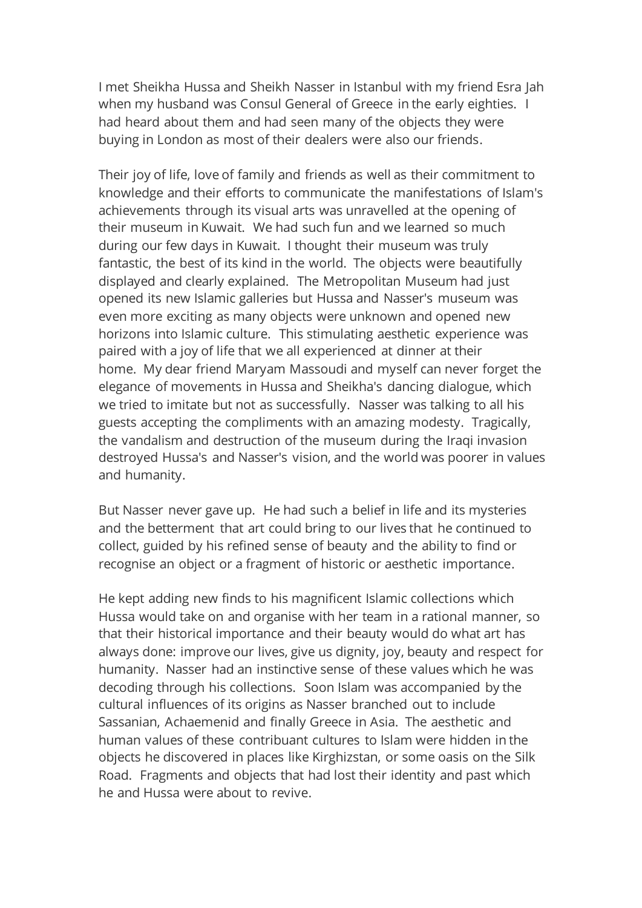I met Sheikha Hussa and Sheikh Nasser in Istanbul with my friend Esra Jah when my husband was Consul General of Greece in the early eighties. I had heard about them and had seen many of the objects they were buying in London as most of their dealers were also our friends.

Their joy of life, love of family and friends as well as their commitment to knowledge and their efforts to communicate the manifestations of Islam's achievements through its visual arts was unravelled at the opening of their museum in Kuwait. We had such fun and we learned so much during our few days in Kuwait. I thought their museum was truly fantastic, the best of its kind in the world. The objects were beautifully displayed and clearly explained. The Metropolitan Museum had just opened its new Islamic galleries but Hussa and Nasser's museum was even more exciting as many objects were unknown and opened new horizons into Islamic culture. This stimulating aesthetic experience was paired with a joy of life that we all experienced at dinner at their home. My dear friend Maryam Massoudi and myself can never forget the elegance of movements in Hussa and Sheikha's dancing dialogue, which we tried to imitate but not as successfully. Nasser was talking to all his guests accepting the compliments with an amazing modesty. Tragically, the vandalism and destruction of the museum during the Iraqi invasion destroyed Hussa's and Nasser's vision, and the world was poorer in values and humanity.

But Nasser never gave up. He had such a belief in life and its mysteries and the betterment that art could bring to our lives that he continued to collect, guided by his refined sense of beauty and the ability to find or recognise an object or a fragment of historic or aesthetic importance.

He kept adding new finds to his magnificent Islamic collections which Hussa would take on and organise with her team in a rational manner, so that their historical importance and their beauty would do what art has always done: improve our lives, give us dignity, joy, beauty and respect for humanity. Nasser had an instinctive sense of these values which he was decoding through his collections. Soon Islam was accompanied by the cultural influences of its origins as Nasser branched out to include Sassanian, Achaemenid and finally Greece in Asia. The aesthetic and human values of these contribuant cultures to Islam were hidden in the objects he discovered in places like Kirghizstan, or some oasis on the Silk Road. Fragments and objects that had lost their identity and past which he and Hussa were about to revive.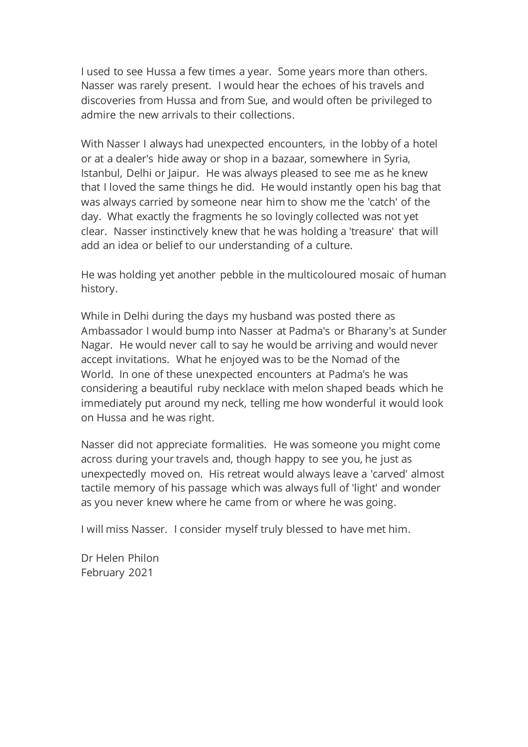I used to see Hussa a few times a year. Some years more than others. Nasser was rarely present. I would hear the echoes of his travels and discoveries from Hussa and from Sue, and would often be privileged to admire the new arrivals to their collections.

With Nasser I always had unexpected encounters, in the lobby of a hotel or at a dealer's hide away or shop in a bazaar, somewhere in Syria, Istanbul, Delhi or Jaipur. He was always pleased to see me as he knew that I loved the same things he did. He would instantly open his bag that was always carried by someone near him to show me the 'catch' of the day. What exactly the fragments he so lovingly collected was not yet clear. Nasser instinctively knew that he was holding a 'treasure' that will add an idea or belief to our understanding of a culture.

He was holding yet another pebble in the multicoloured mosaic of human history.

While in Delhi during the days my husband was posted there as Ambassador I would bump into Nasser at Padma's or Bharany's at Sunder Nagar. He would never call to say he would be arriving and would never accept invitations. What he enjoyed was to be the Nomad of the World. In one of these unexpected encounters at Padma's he was considering a beautiful ruby necklace with melon shaped beads which he immediately put around my neck, telling me how wonderful it would look on Hussa and he was right.

Nasser did not appreciate formalities. He was someone you might come across during your travels and, though happy to see you, he just as unexpectedly moved on. His retreat would always leave a 'carved' almost tactile memory of his passage which was always full of 'light' and wonder as you never knew where he came from or where he was going.

I will miss Nasser. I consider myself truly blessed to have met him.

Dr Helen Philon
February 2021